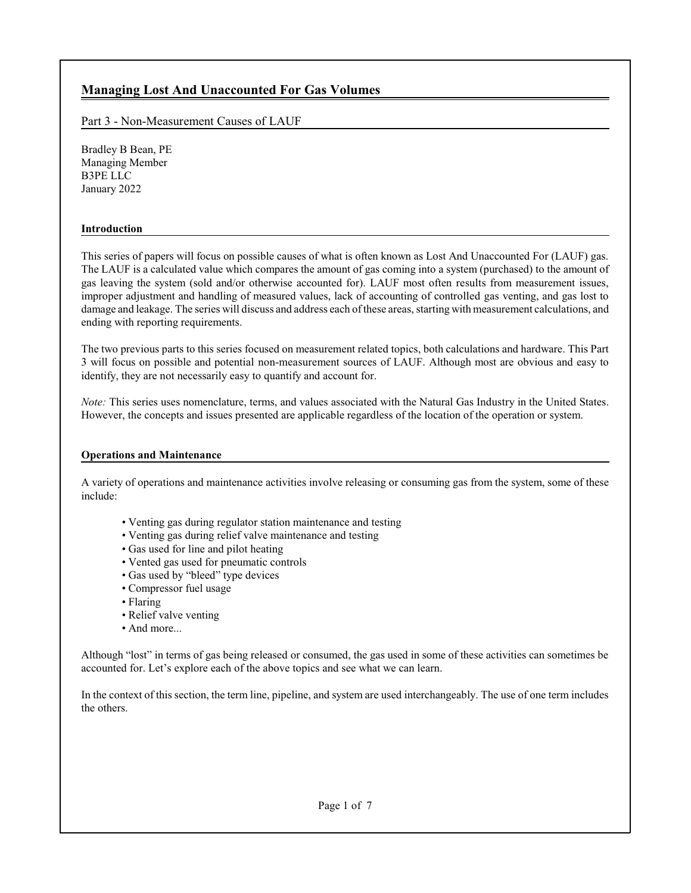# Managing Lost And Unaccounted For Gas Volumes

## Part 3 - Non-Measurement Causes of LAUF

Bradley B Bean, PE
Managing Member
B3PE LLC
January 2022

### Introduction

This series of papers will focus on possible causes of what is often known as Lost And Unaccounted For (LAUF) gas. The LAUF is a calculated value which compares the amount of gas coming into a system (purchased) to the amount of gas leaving the system (sold and/or otherwise accounted for). LAUF most often results from measurement issues, improper adjustment and handling of measured values, lack of accounting of controlled gas venting, and gas lost to damage and leakage. The series will discuss and address each of these areas, starting with measurement calculations, and ending with reporting requirements.

The two previous parts to this series focused on measurement related topics, both calculations and hardware. This Part 3 will focus on possible and potential non-measurement sources of LAUF. Although most are obvious and easy to identify, they are not necessarily easy to quantify and account for.

*Note:* This series uses nomenclature, terms, and values associated with the Natural Gas Industry in the United States. However, the concepts and issues presented are applicable regardless of the location of the operation or system.

### Operations and Maintenance

A variety of operations and maintenance activities involve releasing or consuming gas from the system, some of these include:

- Venting gas during regulator station maintenance and testing
- Venting gas during relief valve maintenance and testing
- Gas used for line and pilot heating
- Vented gas used for pneumatic controls
- Gas used by "bleed" type devices
- Compressor fuel usage
- Flaring
- Relief valve venting
- And more...

Although "lost" in terms of gas being released or consumed, the gas used in some of these activities can sometimes be accounted for. Let's explore each of the above topics and see what we can learn.

In the context of this section, the term line, pipeline, and system are used interchangeably. The use of one term includes the others.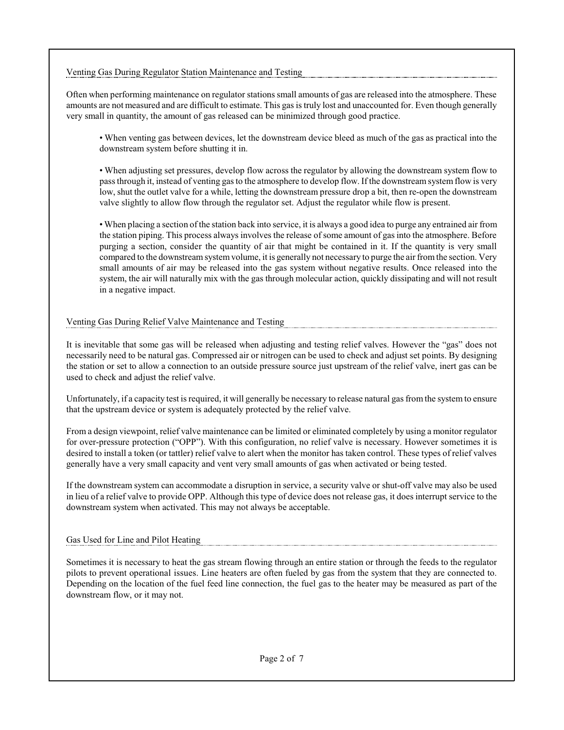## Venting Gas During Regulator Station Maintenance and Testing

Often when performing maintenance on regulator stations small amounts of gas are released into the atmosphere. These amounts are not measured and are difficult to estimate. This gas is truly lost and unaccounted for. Even though generally very small in quantity, the amount of gas released can be minimized through good practice.

- When venting gas between devices, let the downstream device bleed as much of the gas as practical into the downstream system before shutting it in.

- When adjusting set pressures, develop flow across the regulator by allowing the downstream system flow to pass through it, instead of venting gas to the atmosphere to develop flow. If the downstream system flow is very low, shut the outlet valve for a while, letting the downstream pressure drop a bit, then re-open the downstream valve slightly to allow flow through the regulator set. Adjust the regulator while flow is present.

- When placing a section of the station back into service, it is always a good idea to purge any entrained air from the station piping. This process always involves the release of some amount of gas into the atmosphere. Before purging a section, consider the quantity of air that might be contained in it. If the quantity is very small compared to the downstream system volume, it is generally not necessary to purge the air from the section. Very small amounts of air may be released into the gas system without negative results. Once released into the system, the air will naturally mix with the gas through molecular action, quickly dissipating and will not result in a negative impact.

## Venting Gas During Relief Valve Maintenance and Testing

It is inevitable that some gas will be released when adjusting and testing relief valves. However the "gas" does not necessarily need to be natural gas. Compressed air or nitrogen can be used to check and adjust set points. By designing the station or set to allow a connection to an outside pressure source just upstream of the relief valve, inert gas can be used to check and adjust the relief valve.

Unfortunately, if a capacity test is required, it will generally be necessary to release natural gas from the system to ensure that the upstream device or system is adequately protected by the relief valve.

From a design viewpoint, relief valve maintenance can be limited or eliminated completely by using a monitor regulator for over-pressure protection ("OPP"). With this configuration, no relief valve is necessary. However sometimes it is desired to install a token (or tattler) relief valve to alert when the monitor has taken control. These types of relief valves generally have a very small capacity and vent very small amounts of gas when activated or being tested.

If the downstream system can accommodate a disruption in service, a security valve or shut-off valve may also be used in lieu of a relief valve to provide OPP. Although this type of device does not release gas, it does interrupt service to the downstream system when activated. This may not always be acceptable.

## Gas Used for Line and Pilot Heating

Sometimes it is necessary to heat the gas stream flowing through an entire station or through the feeds to the regulator pilots to prevent operational issues. Line heaters are often fueled by gas from the system that they are connected to. Depending on the location of the fuel feed line connection, the fuel gas to the heater may be measured as part of the downstream flow, or it may not.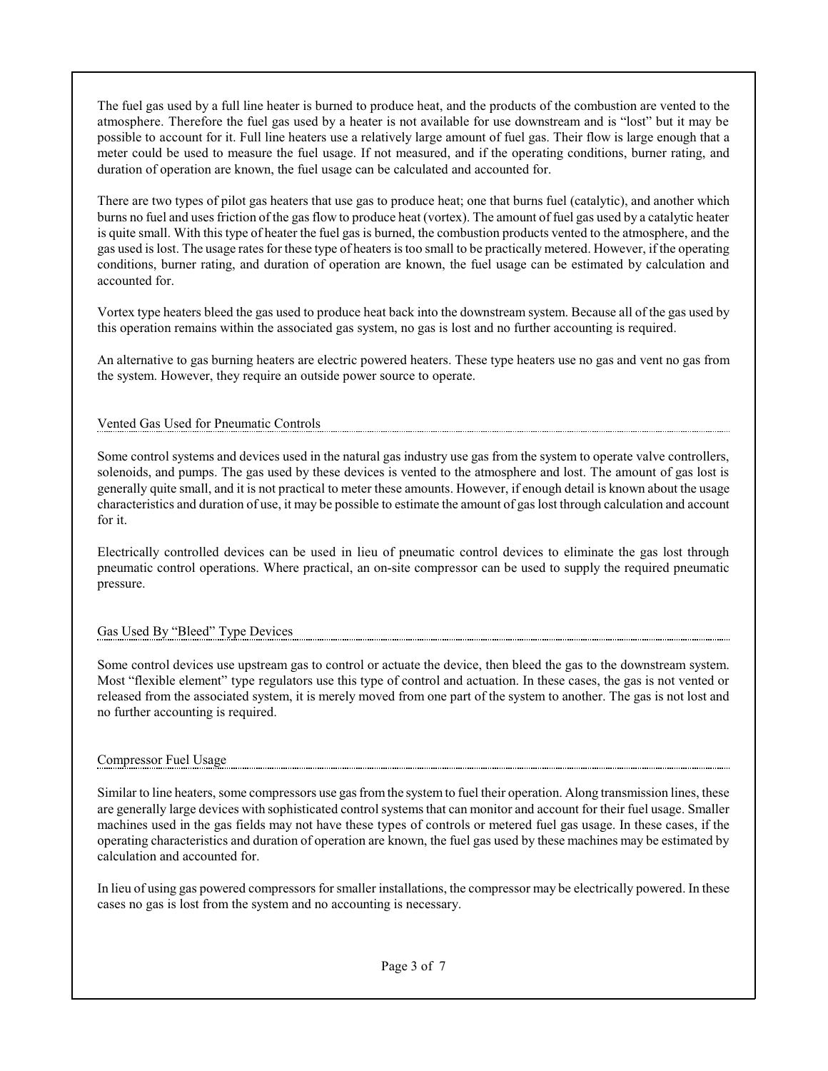The fuel gas used by a full line heater is burned to produce heat, and the products of the combustion are vented to the atmosphere. Therefore the fuel gas used by a heater is not available for use downstream and is "lost" but it may be possible to account for it. Full line heaters use a relatively large amount of fuel gas. Their flow is large enough that a meter could be used to measure the fuel usage. If not measured, and if the operating conditions, burner rating, and duration of operation are known, the fuel usage can be calculated and accounted for.

There are two types of pilot gas heaters that use gas to produce heat; one that burns fuel (catalytic), and another which burns no fuel and uses friction of the gas flow to produce heat (vortex). The amount of fuel gas used by a catalytic heater is quite small. With this type of heater the fuel gas is burned, the combustion products vented to the atmosphere, and the gas used is lost. The usage rates for these type of heaters is too small to be practically metered. However, if the operating conditions, burner rating, and duration of operation are known, the fuel usage can be estimated by calculation and accounted for.

Vortex type heaters bleed the gas used to produce heat back into the downstream system. Because all of the gas used by this operation remains within the associated gas system, no gas is lost and no further accounting is required.

An alternative to gas burning heaters are electric powered heaters. These type heaters use no gas and vent no gas from the system. However, they require an outside power source to operate.

## Vented Gas Used for Pneumatic Controls

Some control systems and devices used in the natural gas industry use gas from the system to operate valve controllers, solenoids, and pumps. The gas used by these devices is vented to the atmosphere and lost. The amount of gas lost is generally quite small, and it is not practical to meter these amounts. However, if enough detail is known about the usage characteristics and duration of use, it may be possible to estimate the amount of gas lost through calculation and account for it.

Electrically controlled devices can be used in lieu of pneumatic control devices to eliminate the gas lost through pneumatic control operations. Where practical, an on-site compressor can be used to supply the required pneumatic pressure.

## Gas Used By "Bleed" Type Devices

Some control devices use upstream gas to control or actuate the device, then bleed the gas to the downstream system. Most "flexible element" type regulators use this type of control and actuation. In these cases, the gas is not vented or released from the associated system, it is merely moved from one part of the system to another. The gas is not lost and no further accounting is required.

## Compressor Fuel Usage

Similar to line heaters, some compressors use gas from the system to fuel their operation. Along transmission lines, these are generally large devices with sophisticated control systems that can monitor and account for their fuel usage. Smaller machines used in the gas fields may not have these types of controls or metered fuel gas usage. In these cases, if the operating characteristics and duration of operation are known, the fuel gas used by these machines may be estimated by calculation and accounted for.

In lieu of using gas powered compressors for smaller installations, the compressor may be electrically powered. In these cases no gas is lost from the system and no accounting is necessary.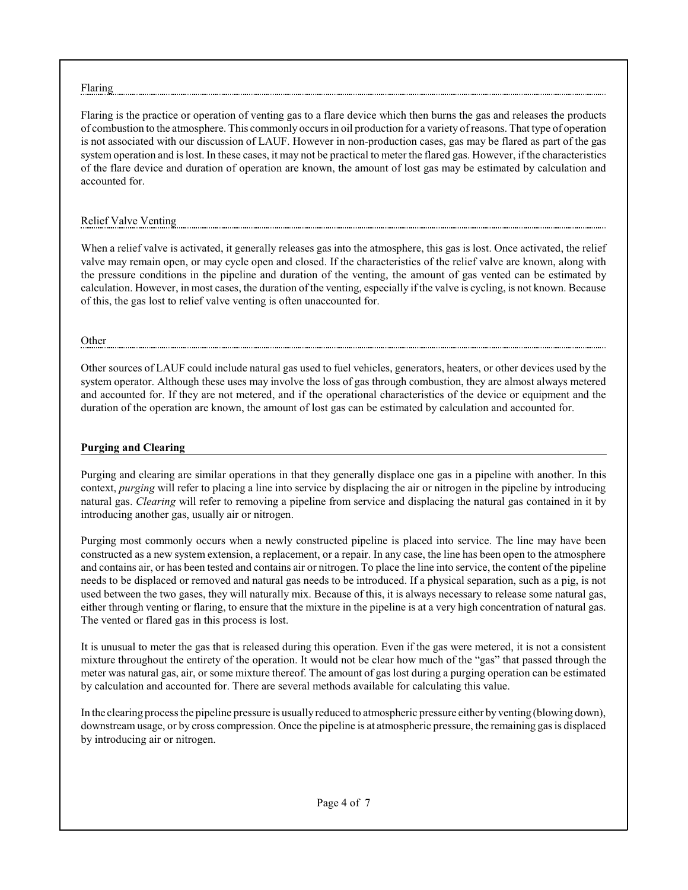### Flaring

Flaring is the practice or operation of venting gas to a flare device which then burns the gas and releases the products of combustion to the atmosphere. This commonly occurs in oil production for a variety of reasons. That type of operation is not associated with our discussion of LAUF. However in non-production cases, gas may be flared as part of the gas system operation and is lost. In these cases, it may not be practical to meter the flared gas. However, if the characteristics of the flare device and duration of operation are known, the amount of lost gas may be estimated by calculation and accounted for.

### Relief Valve Venting

When a relief valve is activated, it generally releases gas into the atmosphere, this gas is lost. Once activated, the relief valve may remain open, or may cycle open and closed. If the characteristics of the relief valve are known, along with the pressure conditions in the pipeline and duration of the venting, the amount of gas vented can be estimated by calculation. However, in most cases, the duration of the venting, especially if the valve is cycling, is not known. Because of this, the gas lost to relief valve venting is often unaccounted for.

### Other

Other sources of LAUF could include natural gas used to fuel vehicles, generators, heaters, or other devices used by the system operator. Although these uses may involve the loss of gas through combustion, they are almost always metered and accounted for. If they are not metered, and if the operational characteristics of the device or equipment and the duration of the operation are known, the amount of lost gas can be estimated by calculation and accounted for.

## Purging and Clearing

Purging and clearing are similar operations in that they generally displace one gas in a pipeline with another. In this context, *purging* will refer to placing a line into service by displacing the air or nitrogen in the pipeline by introducing natural gas. *Clearing* will refer to removing a pipeline from service and displacing the natural gas contained in it by introducing another gas, usually air or nitrogen.

Purging most commonly occurs when a newly constructed pipeline is placed into service. The line may have been constructed as a new system extension, a replacement, or a repair. In any case, the line has been open to the atmosphere and contains air, or has been tested and contains air or nitrogen. To place the line into service, the content of the pipeline needs to be displaced or removed and natural gas needs to be introduced. If a physical separation, such as a pig, is not used between the two gases, they will naturally mix. Because of this, it is always necessary to release some natural gas, either through venting or flaring, to ensure that the mixture in the pipeline is at a very high concentration of natural gas. The vented or flared gas in this process is lost.

It is unusual to meter the gas that is released during this operation. Even if the gas were metered, it is not a consistent mixture throughout the entirety of the operation. It would not be clear how much of the "gas" that passed through the meter was natural gas, air, or some mixture thereof. The amount of gas lost during a purging operation can be estimated by calculation and accounted for. There are several methods available for calculating this value.

In the clearing process the pipeline pressure is usually reduced to atmospheric pressure either by venting (blowing down), downstream usage, or by cross compression. Once the pipeline is at atmospheric pressure, the remaining gas is displaced by introducing air or nitrogen.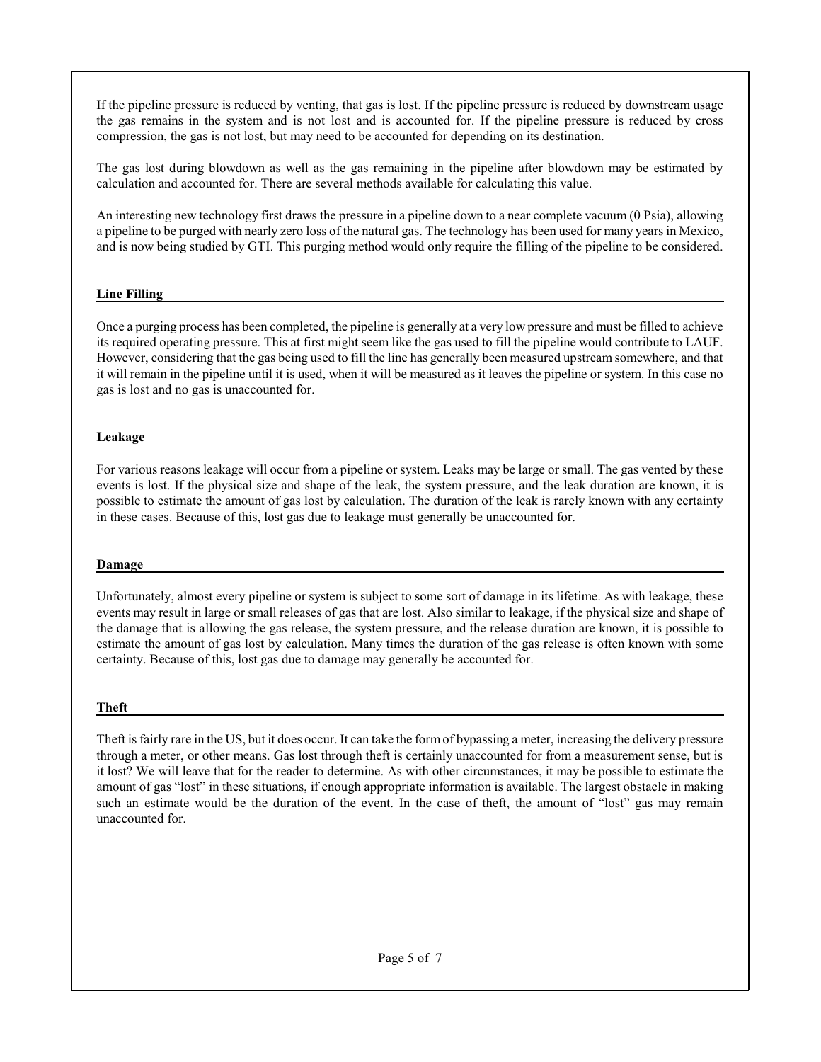If the pipeline pressure is reduced by venting, that gas is lost. If the pipeline pressure is reduced by downstream usage the gas remains in the system and is not lost and is accounted for. If the pipeline pressure is reduced by cross compression, the gas is not lost, but may need to be accounted for depending on its destination.

The gas lost during blowdown as well as the gas remaining in the pipeline after blowdown may be estimated by calculation and accounted for. There are several methods available for calculating this value.

An interesting new technology first draws the pressure in a pipeline down to a near complete vacuum (0 Psia), allowing a pipeline to be purged with nearly zero loss of the natural gas. The technology has been used for many years in Mexico, and is now being studied by GTI. This purging method would only require the filling of the pipeline to be considered.

## Line Filling

Once a purging process has been completed, the pipeline is generally at a very low pressure and must be filled to achieve its required operating pressure. This at first might seem like the gas used to fill the pipeline would contribute to LAUF. However, considering that the gas being used to fill the line has generally been measured upstream somewhere, and that it will remain in the pipeline until it is used, when it will be measured as it leaves the pipeline or system. In this case no gas is lost and no gas is unaccounted for.

## Leakage

For various reasons leakage will occur from a pipeline or system. Leaks may be large or small. The gas vented by these events is lost. If the physical size and shape of the leak, the system pressure, and the leak duration are known, it is possible to estimate the amount of gas lost by calculation. The duration of the leak is rarely known with any certainty in these cases. Because of this, lost gas due to leakage must generally be unaccounted for.

## Damage

Unfortunately, almost every pipeline or system is subject to some sort of damage in its lifetime. As with leakage, these events may result in large or small releases of gas that are lost. Also similar to leakage, if the physical size and shape of the damage that is allowing the gas release, the system pressure, and the release duration are known, it is possible to estimate the amount of gas lost by calculation. Many times the duration of the gas release is often known with some certainty. Because of this, lost gas due to damage may generally be accounted for.

## Theft

Theft is fairly rare in the US, but it does occur. It can take the form of bypassing a meter, increasing the delivery pressure through a meter, or other means. Gas lost through theft is certainly unaccounted for from a measurement sense, but is it lost? We will leave that for the reader to determine. As with other circumstances, it may be possible to estimate the amount of gas "lost" in these situations, if enough appropriate information is available. The largest obstacle in making such an estimate would be the duration of the event. In the case of theft, the amount of "lost" gas may remain unaccounted for.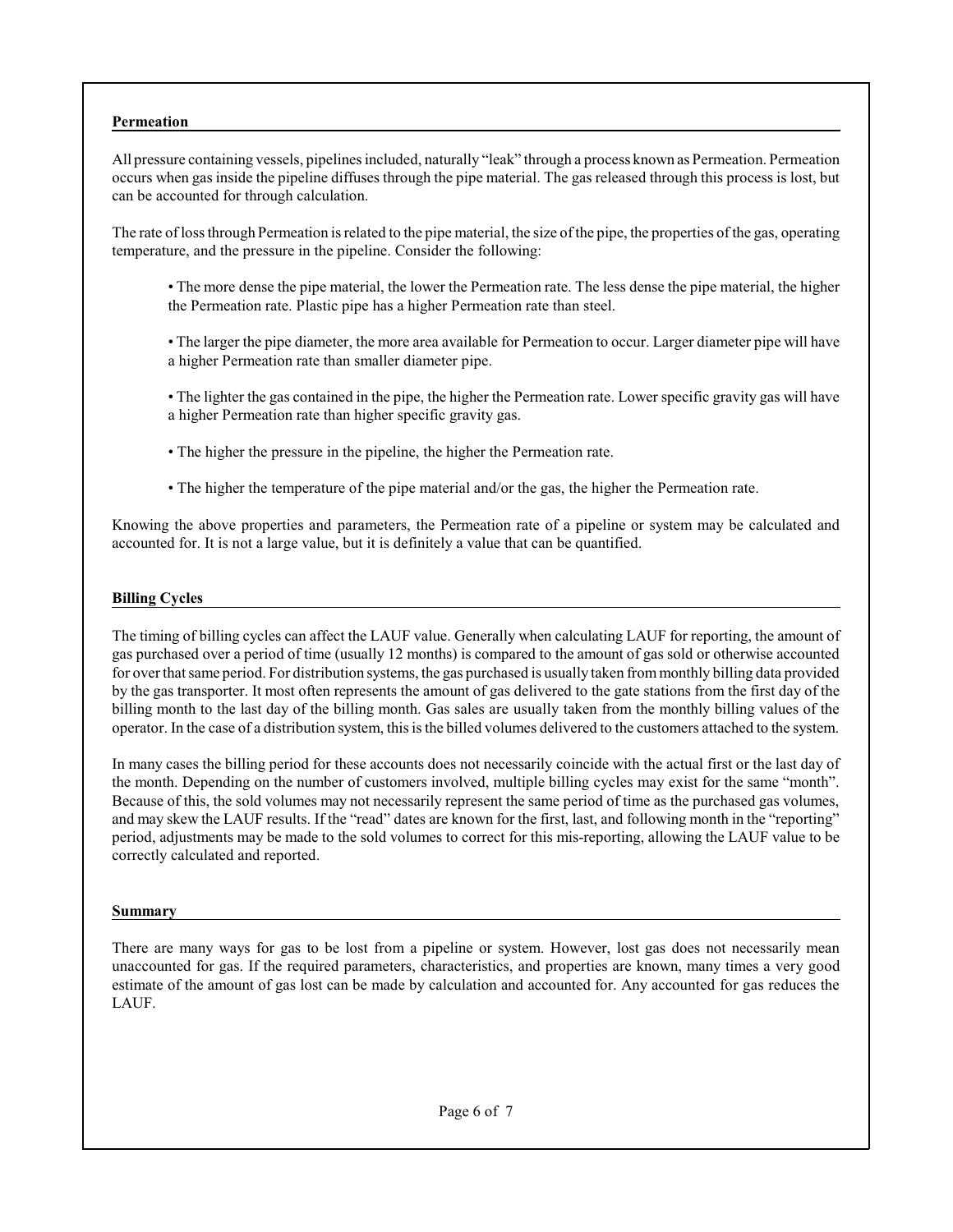## Permeation

All pressure containing vessels, pipelines included, naturally "leak" through a process known as Permeation. Permeation occurs when gas inside the pipeline diffuses through the pipe material. The gas released through this process is lost, but can be accounted for through calculation.

The rate of loss through Permeation is related to the pipe material, the size of the pipe, the properties of the gas, operating temperature, and the pressure in the pipeline. Consider the following:

- The more dense the pipe material, the lower the Permeation rate. The less dense the pipe material, the higher the Permeation rate. Plastic pipe has a higher Permeation rate than steel.
- The larger the pipe diameter, the more area available for Permeation to occur. Larger diameter pipe will have a higher Permeation rate than smaller diameter pipe.
- The lighter the gas contained in the pipe, the higher the Permeation rate. Lower specific gravity gas will have a higher Permeation rate than higher specific gravity gas.
- The higher the pressure in the pipeline, the higher the Permeation rate.
- The higher the temperature of the pipe material and/or the gas, the higher the Permeation rate.

Knowing the above properties and parameters, the Permeation rate of a pipeline or system may be calculated and accounted for. It is not a large value, but it is definitely a value that can be quantified.

## Billing Cycles

The timing of billing cycles can affect the LAUF value. Generally when calculating LAUF for reporting, the amount of gas purchased over a period of time (usually 12 months) is compared to the amount of gas sold or otherwise accounted for over that same period. For distribution systems, the gas purchased is usually taken from monthly billing data provided by the gas transporter. It most often represents the amount of gas delivered to the gate stations from the first day of the billing month to the last day of the billing month. Gas sales are usually taken from the monthly billing values of the operator. In the case of a distribution system, this is the billed volumes delivered to the customers attached to the system.

In many cases the billing period for these accounts does not necessarily coincide with the actual first or the last day of the month. Depending on the number of customers involved, multiple billing cycles may exist for the same "month". Because of this, the sold volumes may not necessarily represent the same period of time as the purchased gas volumes, and may skew the LAUF results. If the "read" dates are known for the first, last, and following month in the "reporting" period, adjustments may be made to the sold volumes to correct for this mis-reporting, allowing the LAUF value to be correctly calculated and reported.

## Summary

There are many ways for gas to be lost from a pipeline or system. However, lost gas does not necessarily mean unaccounted for gas. If the required parameters, characteristics, and properties are known, many times a very good estimate of the amount of gas lost can be made by calculation and accounted for. Any accounted for gas reduces the LAUF.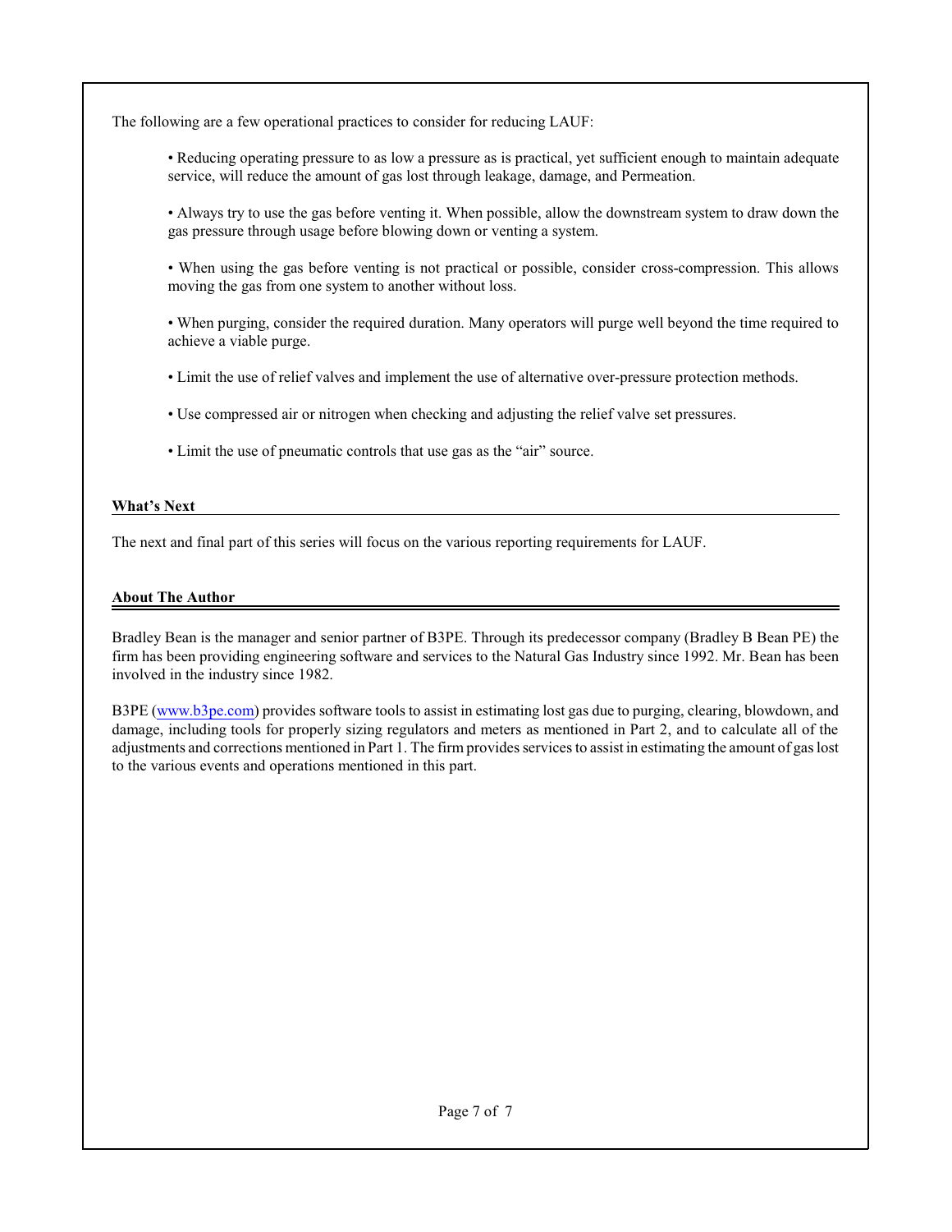The following are a few operational practices to consider for reducing LAUF:

- Reducing operating pressure to as low a pressure as is practical, yet sufficient enough to maintain adequate service, will reduce the amount of gas lost through leakage, damage, and Permeation.

- Always try to use the gas before venting it. When possible, allow the downstream system to draw down the gas pressure through usage before blowing down or venting a system.

- When using the gas before venting is not practical or possible, consider cross-compression. This allows moving the gas from one system to another without loss.

- When purging, consider the required duration. Many operators will purge well beyond the time required to achieve a viable purge.

- Limit the use of relief valves and implement the use of alternative over-pressure protection methods.

- Use compressed air or nitrogen when checking and adjusting the relief valve set pressures.

- Limit the use of pneumatic controls that use gas as the "air" source.

**What's Next**

The next and final part of this series will focus on the various reporting requirements for LAUF.

**About The Author**

Bradley Bean is the manager and senior partner of B3PE. Through its predecessor company (Bradley B Bean PE) the firm has been providing engineering software and services to the Natural Gas Industry since 1992. Mr. Bean has been involved in the industry since 1982.

B3PE (www.b3pe.com) provides software tools to assist in estimating lost gas due to purging, clearing, blowdown, and damage, including tools for properly sizing regulators and meters as mentioned in Part 2, and to calculate all of the adjustments and corrections mentioned in Part 1. The firm provides services to assist in estimating the amount of gas lost to the various events and operations mentioned in this part.